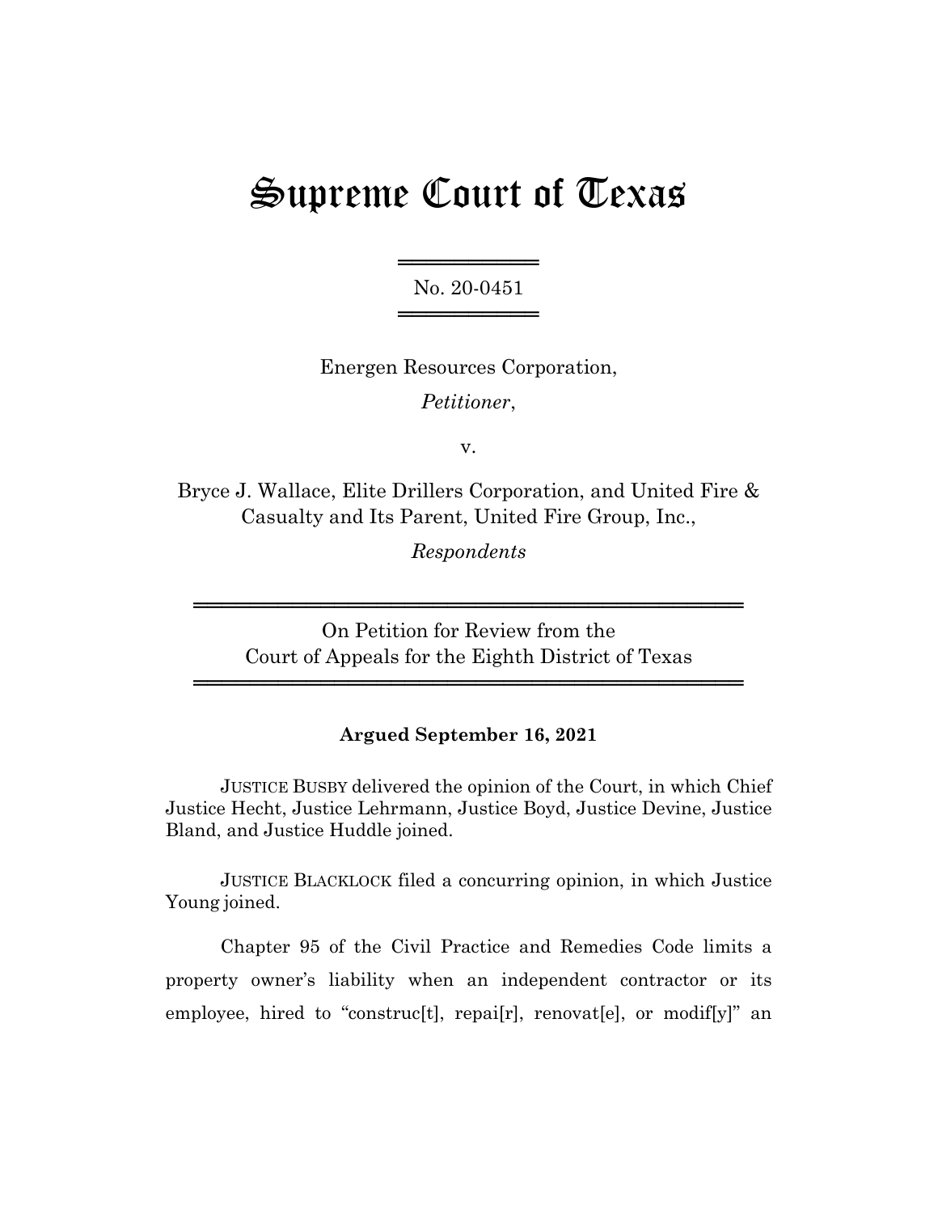# Supreme Court of Texas

No. 20-0451

Energen Resources Corporation,

*Petitioner*,

v.

Bryce J. Wallace, Elite Drillers Corporation, and United Fire & Casualty and Its Parent, United Fire Group, Inc.,

*Respondents*

On Petition for Review from the Court of Appeals for the Eighth District of Texas

**Argued September 16, 2021**

JUSTICE BUSBY delivered the opinion of the Court, in which Chief Justice Hecht, Justice Lehrmann, Justice Boyd, Justice Devine, Justice Bland, and Justice Huddle joined.

JUSTICE BLACKLOCK filed a concurring opinion, in which Justice Young joined.

Chapter 95 of the Civil Practice and Remedies Code limits a property owner's liability when an independent contractor or its employee, hired to "construc[t], repai[r], renovat[e], or modif[y]" an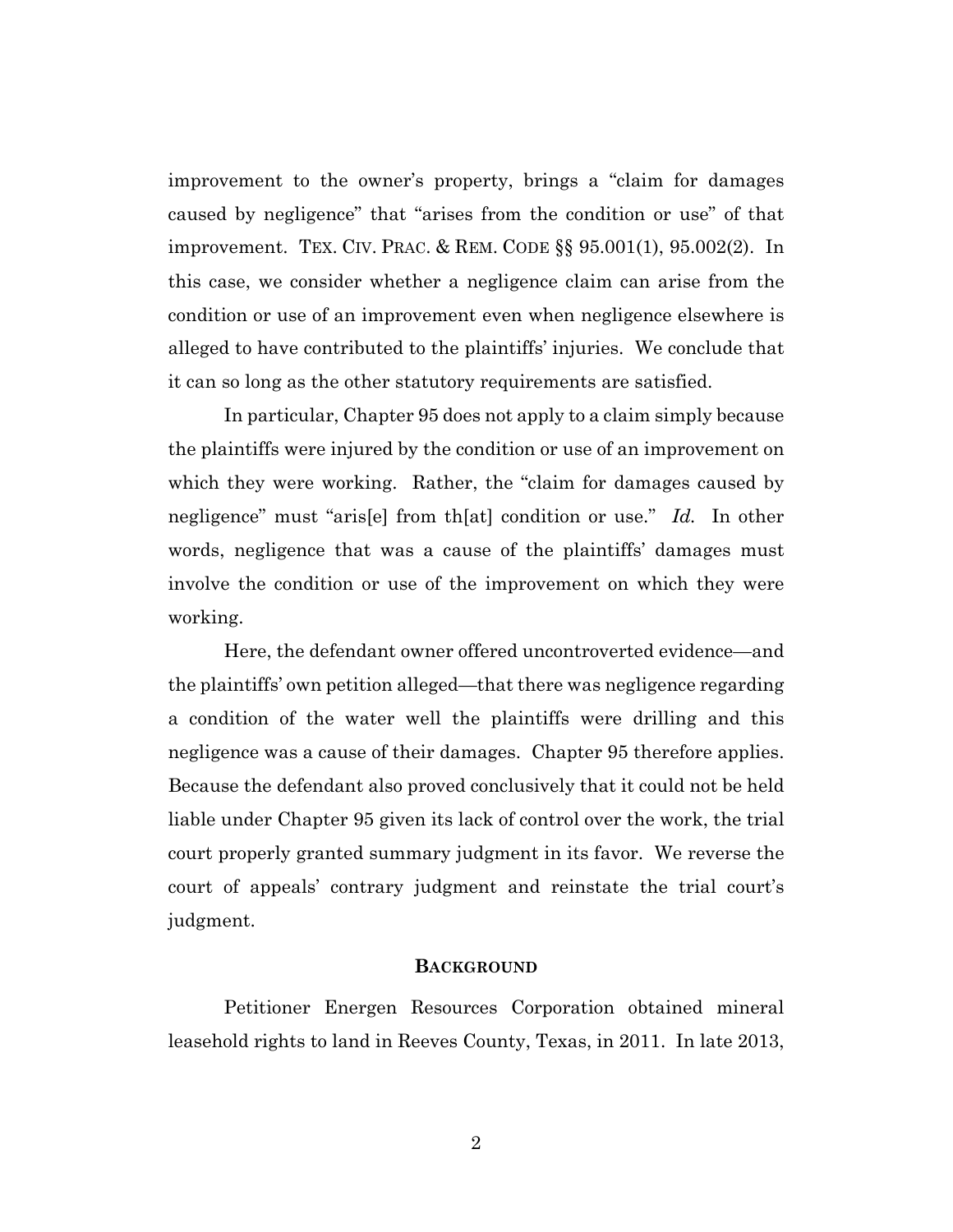improvement to the owner's property, brings a "claim for damages caused by negligence" that "arises from the condition or use" of that improvement. TEX. CIV. PRAC. & REM. CODE §§ 95.001(1), 95.002(2). In this case, we consider whether a negligence claim can arise from the condition or use of an improvement even when negligence elsewhere is alleged to have contributed to the plaintiffs' injuries. We conclude that it can so long as the other statutory requirements are satisfied.

In particular, Chapter 95 does not apply to a claim simply because the plaintiffs were injured by the condition or use of an improvement on which they were working. Rather, the "claim for damages caused by negligence" must "aris[e] from th[at] condition or use." *Id.* In other words, negligence that was a cause of the plaintiffs' damages must involve the condition or use of the improvement on which they were working.

Here, the defendant owner offered uncontroverted evidence—and the plaintiffs' own petition alleged—that there was negligence regarding a condition of the water well the plaintiffs were drilling and this negligence was a cause of their damages. Chapter 95 therefore applies. Because the defendant also proved conclusively that it could not be held liable under Chapter 95 given its lack of control over the work, the trial court properly granted summary judgment in its favor. We reverse the court of appeals' contrary judgment and reinstate the trial court's judgment.

## BACKGROUND

Petitioner Energen Resources Corporation obtained mineral leasehold rights to land in Reeves County, Texas, in 2011. In late 2013,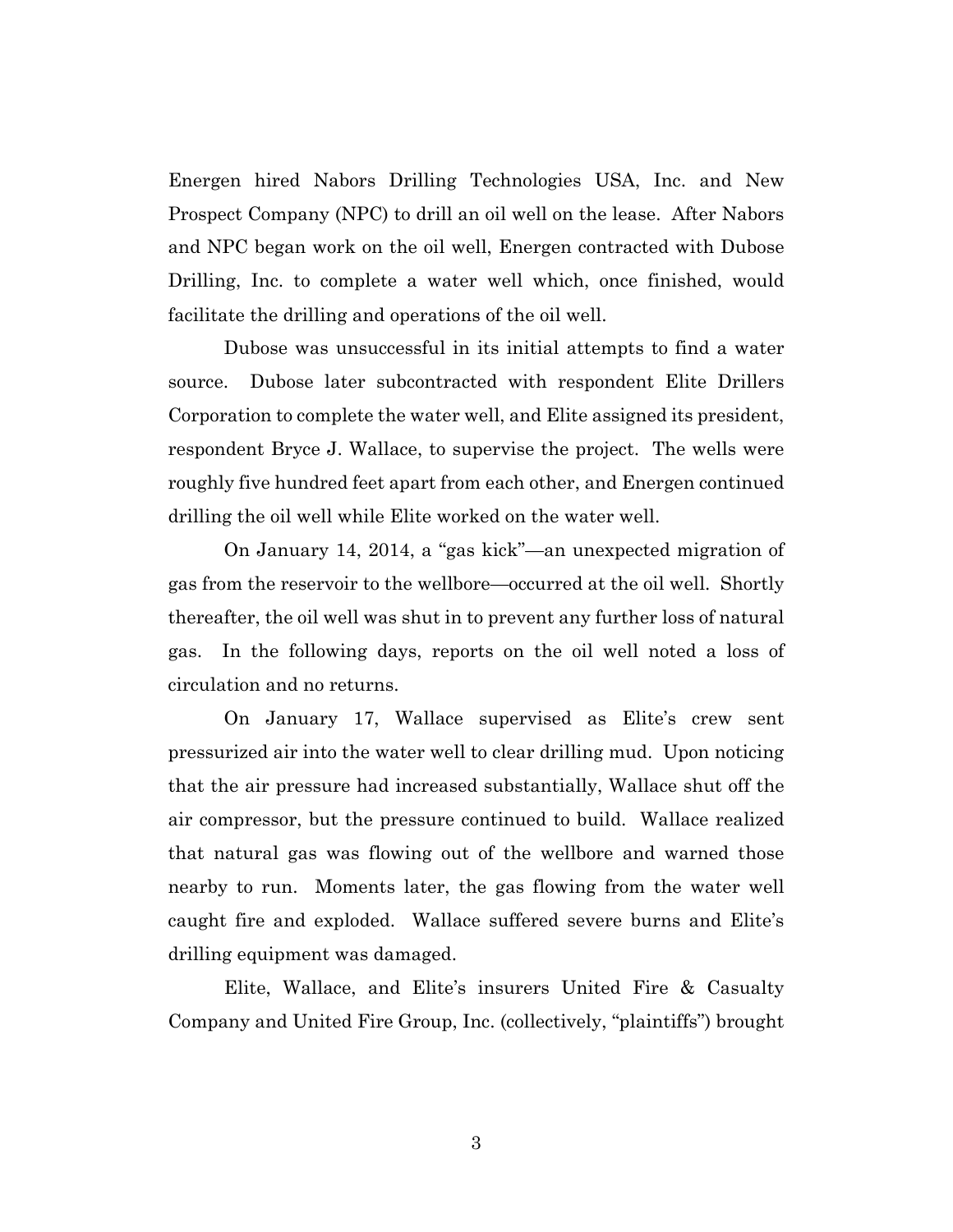Energen hired Nabors Drilling Technologies USA, Inc. and New Prospect Company (NPC) to drill an oil well on the lease. After Nabors and NPC began work on the oil well, Energen contracted with Dubose Drilling, Inc. to complete a water well which, once finished, would facilitate the drilling and operations of the oil well.

Dubose was unsuccessful in its initial attempts to find a water source. Dubose later subcontracted with respondent Elite Drillers Corporation to complete the water well, and Elite assigned its president, respondent Bryce J. Wallace, to supervise the project. The wells were roughly five hundred feet apart from each other, and Energen continued drilling the oil well while Elite worked on the water well.

On January 14, 2014, a "gas kick"—an unexpected migration of gas from the reservoir to the wellbore—occurred at the oil well. Shortly thereafter, the oil well was shut in to prevent any further loss of natural gas. In the following days, reports on the oil well noted a loss of circulation and no returns.

On January 17, Wallace supervised as Elite's crew sent pressurized air into the water well to clear drilling mud. Upon noticing that the air pressure had increased substantially, Wallace shut off the air compressor, but the pressure continued to build. Wallace realized that natural gas was flowing out of the wellbore and warned those nearby to run. Moments later, the gas flowing from the water well caught fire and exploded. Wallace suffered severe burns and Elite's drilling equipment was damaged.

Elite, Wallace, and Elite's insurers United Fire & Casualty Company and United Fire Group, Inc. (collectively, "plaintiffs") brought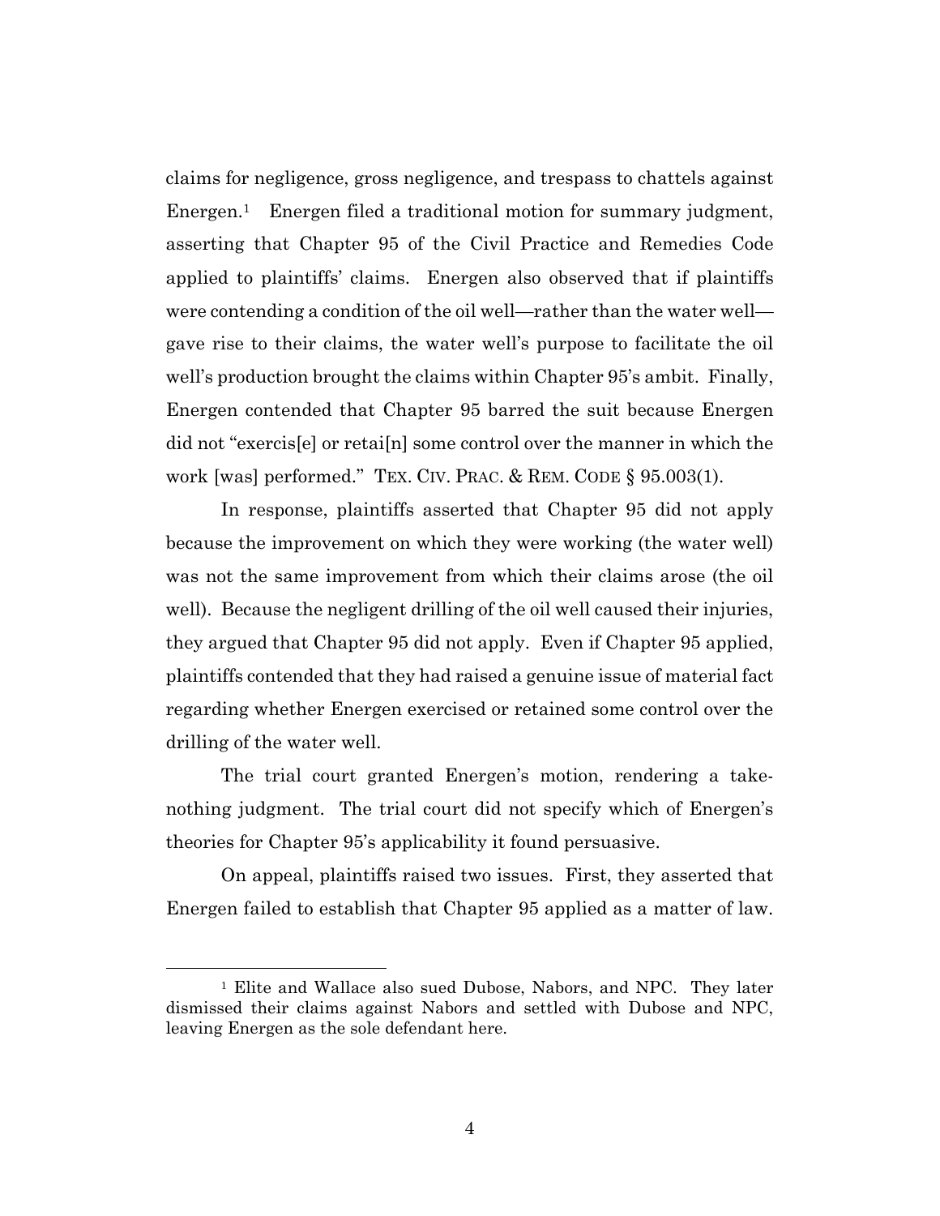claims for negligence, gross negligence, and trespass to chattels against Energen.[1] Energen filed a traditional motion for summary judgment, asserting that Chapter 95 of the Civil Practice and Remedies Code applied to plaintiffs' claims. Energen also observed that if plaintiffs were contending a condition of the oil well—rather than the water well—gave rise to their claims, the water well's purpose to facilitate the oil well's production brought the claims within Chapter 95's ambit. Finally, Energen contended that Chapter 95 barred the suit because Energen did not "exercis[e] or retai[n] some control over the manner in which the work [was] performed." TEX. CIV. PRAC. & REM. CODE § 95.003(1).

In response, plaintiffs asserted that Chapter 95 did not apply because the improvement on which they were working (the water well) was not the same improvement from which their claims arose (the oil well). Because the negligent drilling of the oil well caused their injuries, they argued that Chapter 95 did not apply. Even if Chapter 95 applied, plaintiffs contended that they had raised a genuine issue of material fact regarding whether Energen exercised or retained some control over the drilling of the water well.

The trial court granted Energen's motion, rendering a take-nothing judgment. The trial court did not specify which of Energen's theories for Chapter 95's applicability it found persuasive.

On appeal, plaintiffs raised two issues. First, they asserted that Energen failed to establish that Chapter 95 applied as a matter of law.

---

[1] Elite and Wallace also sued Dubose, Nabors, and NPC. They later dismissed their claims against Nabors and settled with Dubose and NPC, leaving Energen as the sole defendant here.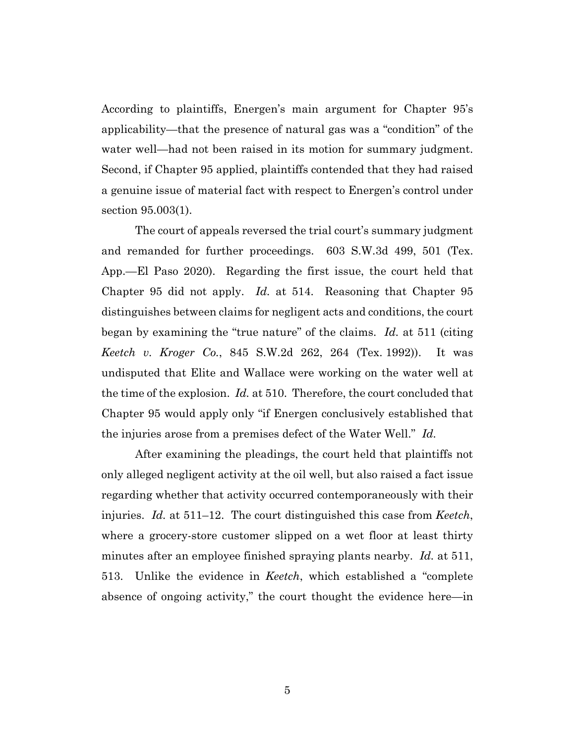According to plaintiffs, Energen's main argument for Chapter 95's applicability—that the presence of natural gas was a "condition" of the water well—had not been raised in its motion for summary judgment. Second, if Chapter 95 applied, plaintiffs contended that they had raised a genuine issue of material fact with respect to Energen's control under section 95.003(1).

The court of appeals reversed the trial court's summary judgment and remanded for further proceedings. 603 S.W.3d 499, 501 (Tex. App.—El Paso 2020). Regarding the first issue, the court held that Chapter 95 did not apply. *Id.* at 514. Reasoning that Chapter 95 distinguishes between claims for negligent acts and conditions, the court began by examining the "true nature" of the claims. *Id.* at 511 (citing *Keetch v. Kroger Co.*, 845 S.W.2d 262, 264 (Tex. 1992)). It was undisputed that Elite and Wallace were working on the water well at the time of the explosion. *Id.* at 510. Therefore, the court concluded that Chapter 95 would apply only "if Energen conclusively established that the injuries arose from a premises defect of the Water Well." *Id.*

After examining the pleadings, the court held that plaintiffs not only alleged negligent activity at the oil well, but also raised a fact issue regarding whether that activity occurred contemporaneously with their injuries. *Id.* at 511–12. The court distinguished this case from *Keetch*, where a grocery-store customer slipped on a wet floor at least thirty minutes after an employee finished spraying plants nearby. *Id.* at 511, 513. Unlike the evidence in *Keetch*, which established a "complete absence of ongoing activity," the court thought the evidence here—in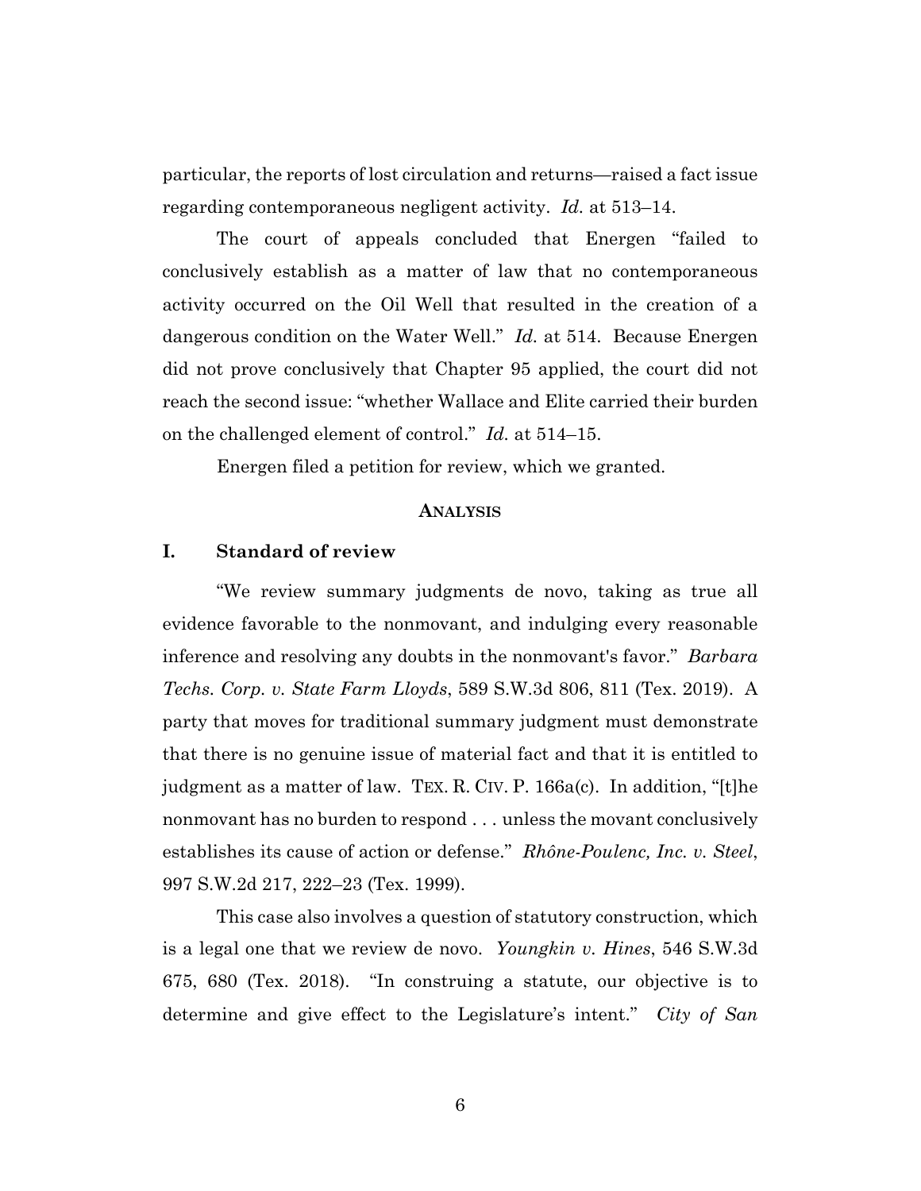particular, the reports of lost circulation and returns—raised a fact issue regarding contemporaneous negligent activity. *Id.* at 513–14.

The court of appeals concluded that Energen "failed to conclusively establish as a matter of law that no contemporaneous activity occurred on the Oil Well that resulted in the creation of a dangerous condition on the Water Well." *Id.* at 514. Because Energen did not prove conclusively that Chapter 95 applied, the court did not reach the second issue: "whether Wallace and Elite carried their burden on the challenged element of control." *Id.* at 514–15.

Energen filed a petition for review, which we granted.

## ANALYSIS

### I. Standard of review

"We review summary judgments de novo, taking as true all evidence favorable to the nonmovant, and indulging every reasonable inference and resolving any doubts in the nonmovant's favor." *Barbara Techs. Corp. v. State Farm Lloyds*, 589 S.W.3d 806, 811 (Tex. 2019). A party that moves for traditional summary judgment must demonstrate that there is no genuine issue of material fact and that it is entitled to judgment as a matter of law. TEX. R. CIV. P. 166a(c). In addition, "[t]he nonmovant has no burden to respond . . . unless the movant conclusively establishes its cause of action or defense." *Rhône-Poulenc, Inc. v. Steel*, 997 S.W.2d 217, 222–23 (Tex. 1999).

This case also involves a question of statutory construction, which is a legal one that we review de novo. *Youngkin v. Hines*, 546 S.W.3d 675, 680 (Tex. 2018). "In construing a statute, our objective is to determine and give effect to the Legislature's intent." *City of San*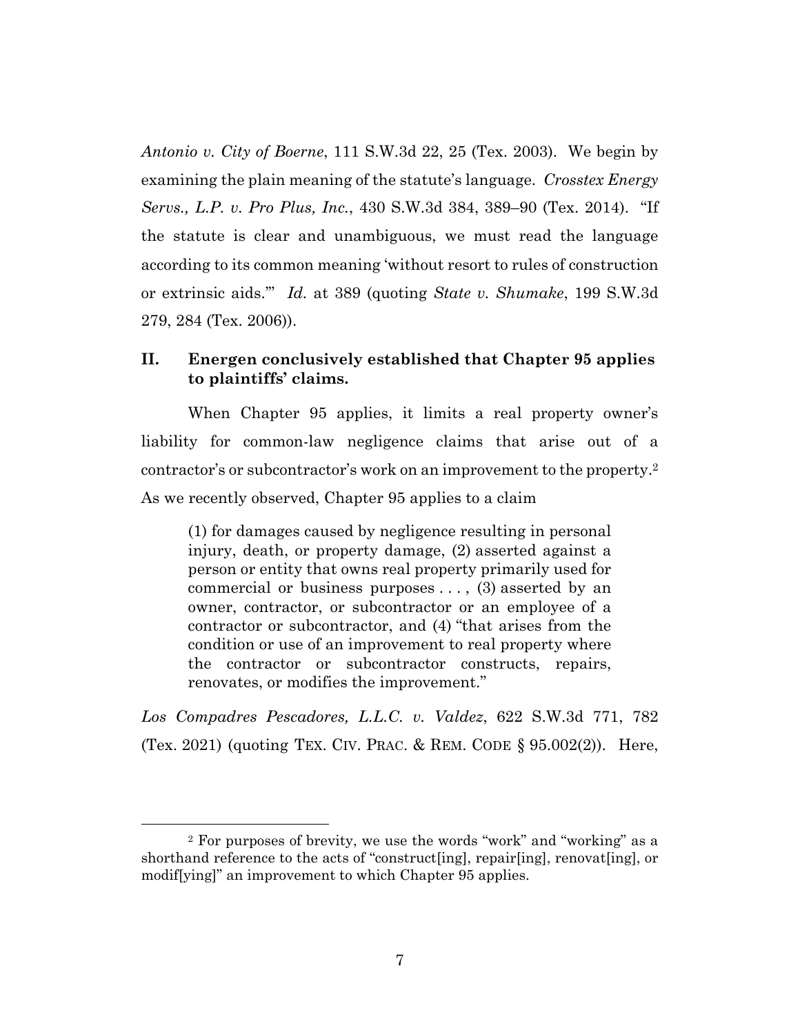*Antonio v. City of Boerne*, 111 S.W.3d 22, 25 (Tex. 2003). We begin by examining the plain meaning of the statute's language. *Crosstex Energy Servs., L.P. v. Pro Plus, Inc.*, 430 S.W.3d 384, 389–90 (Tex. 2014). "If the statute is clear and unambiguous, we must read the language according to its common meaning 'without resort to rules of construction or extrinsic aids.'" *Id.* at 389 (quoting *State v. Shumake*, 199 S.W.3d 279, 284 (Tex. 2006)).

## II. Energen conclusively established that Chapter 95 applies to plaintiffs' claims.

When Chapter 95 applies, it limits a real property owner's liability for common-law negligence claims that arise out of a contractor's or subcontractor's work on an improvement to the property.[2] As we recently observed, Chapter 95 applies to a claim

> (1) for damages caused by negligence resulting in personal injury, death, or property damage, (2) asserted against a person or entity that owns real property primarily used for commercial or business purposes . . . , (3) asserted by an owner, contractor, or subcontractor or an employee of a contractor or subcontractor, and (4) "that arises from the condition or use of an improvement to real property where the contractor or subcontractor constructs, repairs, renovates, or modifies the improvement."

*Los Compadres Pescadores, L.L.C. v. Valdez*, 622 S.W.3d 771, 782 (Tex. 2021) (quoting TEX. CIV. PRAC. & REM. CODE § 95.002(2)). Here,

---

[2] For purposes of brevity, we use the words "work" and "working" as a shorthand reference to the acts of "construct[ing], repair[ing], renovat[ing], or modif[ying]" an improvement to which Chapter 95 applies.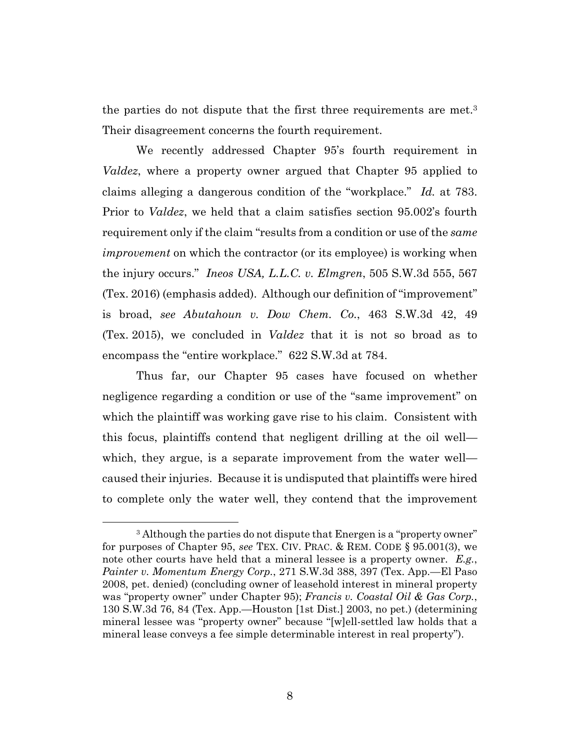the parties do not dispute that the first three requirements are met.[3] Their disagreement concerns the fourth requirement.

We recently addressed Chapter 95's fourth requirement in *Valdez*, where a property owner argued that Chapter 95 applied to claims alleging a dangerous condition of the "workplace." *Id.* at 783. Prior to *Valdez*, we held that a claim satisfies section 95.002's fourth requirement only if the claim "results from a condition or use of the *same improvement* on which the contractor (or its employee) is working when the injury occurs." *Ineos USA, L.L.C. v. Elmgren*, 505 S.W.3d 555, 567 (Tex. 2016) (emphasis added). Although our definition of "improvement" is broad, *see Abutahoun v. Dow Chem. Co.*, 463 S.W.3d 42, 49 (Tex. 2015), we concluded in *Valdez* that it is not so broad as to encompass the "entire workplace." 622 S.W.3d at 784.

Thus far, our Chapter 95 cases have focused on whether negligence regarding a condition or use of the "same improvement" on which the plaintiff was working gave rise to his claim. Consistent with this focus, plaintiffs contend that negligent drilling at the oil well—which, they argue, is a separate improvement from the water well—caused their injuries. Because it is undisputed that plaintiffs were hired to complete only the water well, they contend that the improvement

---

[3] Although the parties do not dispute that Energen is a "property owner" for purposes of Chapter 95, *see* TEX. CIV. PRAC. & REM. CODE § 95.001(3), we note other courts have held that a mineral lessee is a property owner. *E.g.*, *Painter v. Momentum Energy Corp.*, 271 S.W.3d 388, 397 (Tex. App.—El Paso 2008, pet. denied) (concluding owner of leasehold interest in mineral property was "property owner" under Chapter 95); *Francis v. Coastal Oil & Gas Corp.*, 130 S.W.3d 76, 84 (Tex. App.—Houston [1st Dist.] 2003, no pet.) (determining mineral lessee was "property owner" because "[w]ell-settled law holds that a mineral lease conveys a fee simple determinable interest in real property").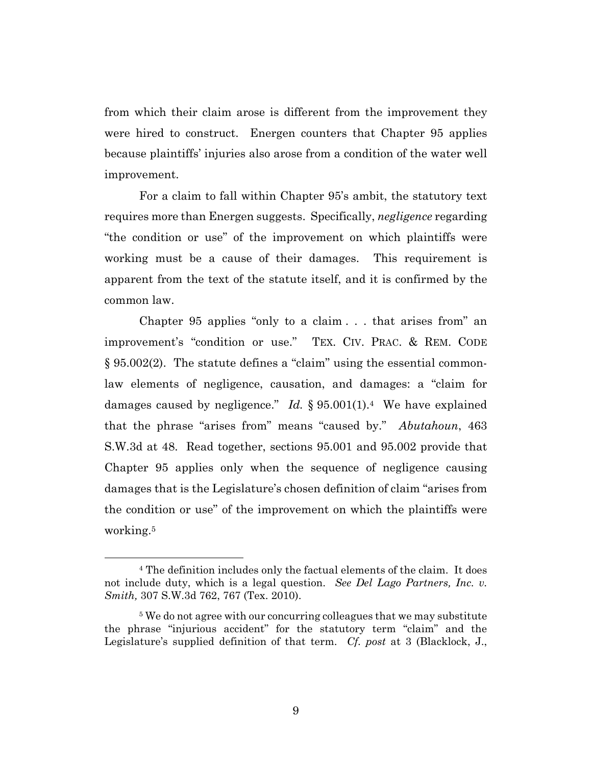from which their claim arose is different from the improvement they were hired to construct. Energen counters that Chapter 95 applies because plaintiffs' injuries also arose from a condition of the water well improvement.

For a claim to fall within Chapter 95's ambit, the statutory text requires more than Energen suggests. Specifically, *negligence* regarding "the condition or use" of the improvement on which plaintiffs were working must be a cause of their damages. This requirement is apparent from the text of the statute itself, and it is confirmed by the common law.

Chapter 95 applies "only to a claim . . . that arises from" an improvement's "condition or use." TEX. CIV. PRAC. & REM. CODE § 95.002(2). The statute defines a "claim" using the essential common-law elements of negligence, causation, and damages: a "claim for damages caused by negligence." *Id.* § 95.001(1).[4] We have explained that the phrase "arises from" means "caused by." *Abutahoun*, 463 S.W.3d at 48. Read together, sections 95.001 and 95.002 provide that Chapter 95 applies only when the sequence of negligence causing damages that is the Legislature's chosen definition of claim "arises from the condition or use" of the improvement on which the plaintiffs were working.[5]

---

[4] The definition includes only the factual elements of the claim. It does not include duty, which is a legal question. *See Del Lago Partners, Inc. v. Smith,* 307 S.W.3d 762, 767 (Tex. 2010).

[5] We do not agree with our concurring colleagues that we may substitute the phrase "injurious accident" for the statutory term "claim" and the Legislature's supplied definition of that term. *Cf. post* at 3 (Blacklock, J.,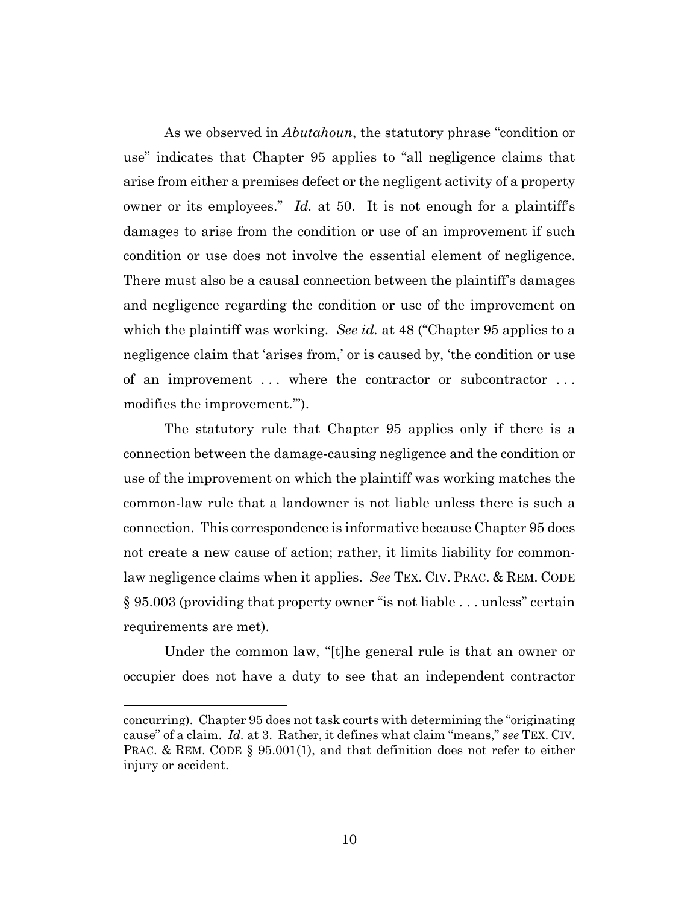As we observed in *Abutahoun*, the statutory phrase "condition or use" indicates that Chapter 95 applies to "all negligence claims that arise from either a premises defect or the negligent activity of a property owner or its employees." *Id.* at 50. It is not enough for a plaintiff's damages to arise from the condition or use of an improvement if such condition or use does not involve the essential element of negligence. There must also be a causal connection between the plaintiff's damages and negligence regarding the condition or use of the improvement on which the plaintiff was working. *See id.* at 48 ("Chapter 95 applies to a negligence claim that 'arises from,' or is caused by, 'the condition or use of an improvement . . . where the contractor or subcontractor . . . modifies the improvement.'").

The statutory rule that Chapter 95 applies only if there is a connection between the damage-causing negligence and the condition or use of the improvement on which the plaintiff was working matches the common-law rule that a landowner is not liable unless there is such a connection. This correspondence is informative because Chapter 95 does not create a new cause of action; rather, it limits liability for common-law negligence claims when it applies. *See* TEX. CIV. PRAC. & REM. CODE § 95.003 (providing that property owner "is not liable . . . unless" certain requirements are met).

Under the common law, "[t]he general rule is that an owner or occupier does not have a duty to see that an independent contractor

---

concurring). Chapter 95 does not task courts with determining the "originating cause" of a claim. *Id.* at 3. Rather, it defines what claim "means," *see* TEX. CIV. PRAC. & REM. CODE § 95.001(1), and that definition does not refer to either injury or accident.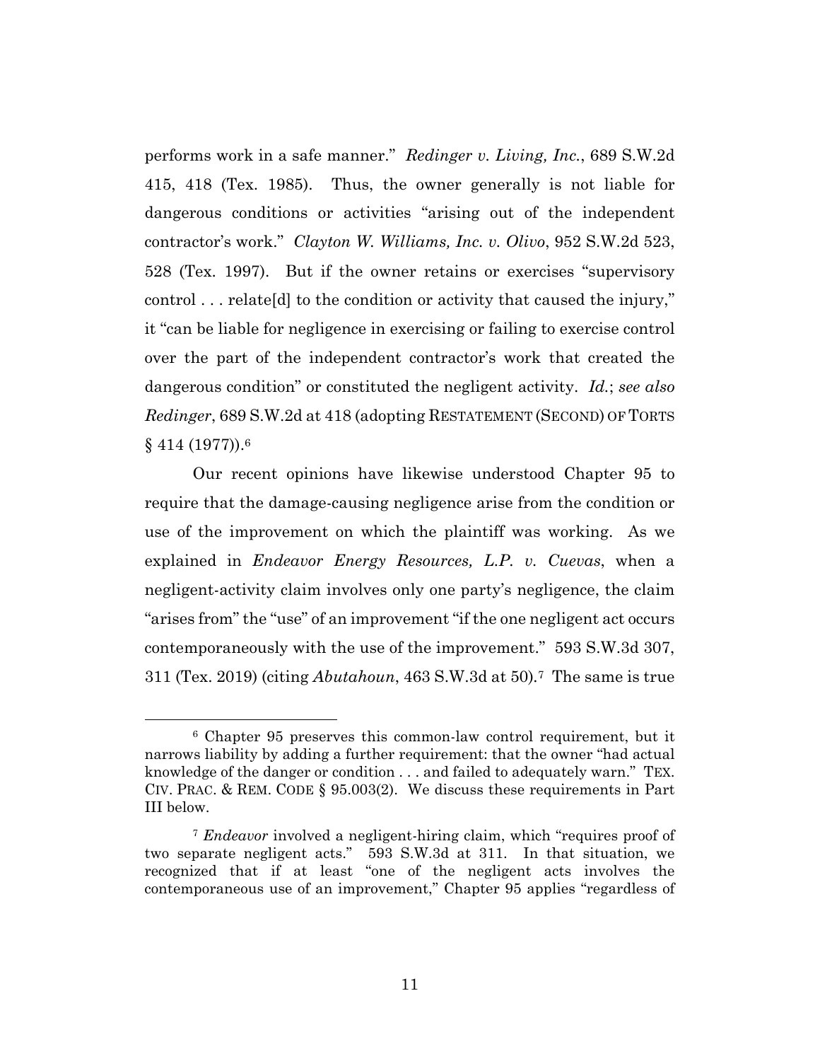performs work in a safe manner." *Redinger v. Living, Inc.*, 689 S.W.2d 415, 418 (Tex. 1985). Thus, the owner generally is not liable for dangerous conditions or activities "arising out of the independent contractor's work." *Clayton W. Williams, Inc. v. Olivo*, 952 S.W.2d 523, 528 (Tex. 1997). But if the owner retains or exercises "supervisory control . . . relate[d] to the condition or activity that caused the injury," it "can be liable for negligence in exercising or failing to exercise control over the part of the independent contractor's work that created the dangerous condition" or constituted the negligent activity. *Id.*; *see also Redinger*, 689 S.W.2d at 418 (adopting RESTATEMENT (SECOND) OF TORTS § 414 (1977)).[6]

Our recent opinions have likewise understood Chapter 95 to require that the damage-causing negligence arise from the condition or use of the improvement on which the plaintiff was working. As we explained in *Endeavor Energy Resources, L.P. v. Cuevas*, when a negligent-activity claim involves only one party's negligence, the claim "arises from" the "use" of an improvement "if the one negligent act occurs contemporaneously with the use of the improvement." 593 S.W.3d 307, 311 (Tex. 2019) (citing *Abutahoun*, 463 S.W.3d at 50).[7] The same is true

---

[6] Chapter 95 preserves this common-law control requirement, but it narrows liability by adding a further requirement: that the owner "had actual knowledge of the danger or condition . . . and failed to adequately warn." TEX. CIV. PRAC. & REM. CODE § 95.003(2). We discuss these requirements in Part III below.

[7] *Endeavor* involved a negligent-hiring claim, which "requires proof of two separate negligent acts." 593 S.W.3d at 311. In that situation, we recognized that if at least "one of the negligent acts involves the contemporaneous use of an improvement," Chapter 95 applies "regardless of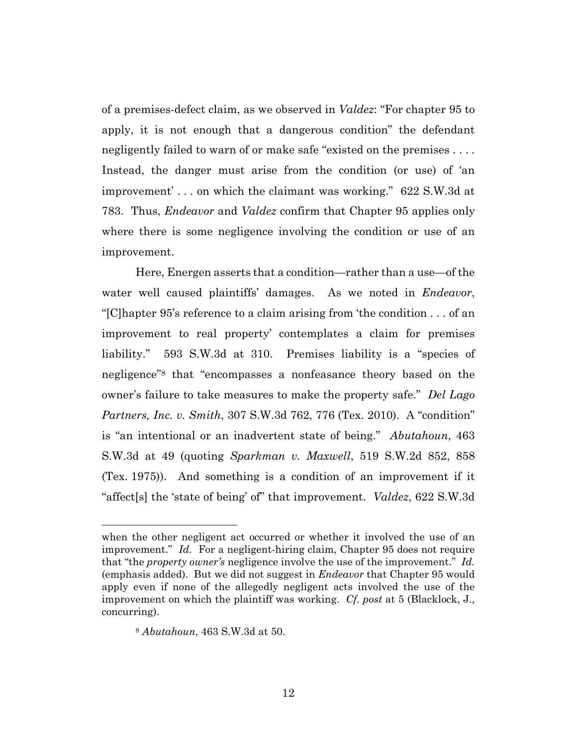of a premises-defect claim, as we observed in *Valdez*: "For chapter 95 to apply, it is not enough that a dangerous condition" the defendant negligently failed to warn of or make safe "existed on the premises . . . . Instead, the danger must arise from the condition (or use) of 'an improvement' . . . on which the claimant was working." 622 S.W.3d at 783. Thus, *Endeavor* and *Valdez* confirm that Chapter 95 applies only where there is some negligence involving the condition or use of an improvement.

Here, Energen asserts that a condition—rather than a use—of the water well caused plaintiffs' damages. As we noted in *Endeavor*, "[C]hapter 95's reference to a claim arising from 'the condition . . . of an improvement to real property' contemplates a claim for premises liability." 593 S.W.3d at 310. Premises liability is a "species of negligence"[8] that "encompasses a nonfeasance theory based on the owner's failure to take measures to make the property safe." *Del Lago Partners, Inc. v. Smith*, 307 S.W.3d 762, 776 (Tex. 2010). A "condition" is "an intentional or an inadvertent state of being." *Abutahoun*, 463 S.W.3d at 49 (quoting *Sparkman v. Maxwell*, 519 S.W.2d 852, 858 (Tex. 1975)). And something is a condition of an improvement if it "affect[s] the 'state of being' of" that improvement. *Valdez*, 622 S.W.3d

---

when the other negligent act occurred or whether it involved the use of an improvement." *Id.* For a negligent-hiring claim, Chapter 95 does not require that "the *property owner's* negligence involve the use of the improvement." *Id.* (emphasis added). But we did not suggest in *Endeavor* that Chapter 95 would apply even if none of the allegedly negligent acts involved the use of the improvement on which the plaintiff was working. *Cf. post* at 5 (Blacklock, J., concurring).

[8] *Abutahoun*, 463 S.W.3d at 50.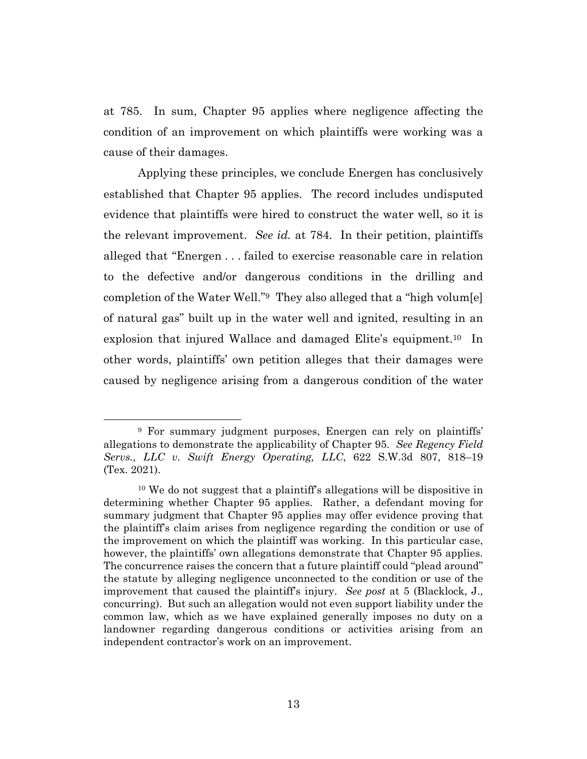at 785. In sum, Chapter 95 applies where negligence affecting the condition of an improvement on which plaintiffs were working was a cause of their damages.

Applying these principles, we conclude Energen has conclusively established that Chapter 95 applies. The record includes undisputed evidence that plaintiffs were hired to construct the water well, so it is the relevant improvement. *See id.* at 784. In their petition, plaintiffs alleged that "Energen . . . failed to exercise reasonable care in relation to the defective and/or dangerous conditions in the drilling and completion of the Water Well."[9] They also alleged that a "high volum[e] of natural gas" built up in the water well and ignited, resulting in an explosion that injured Wallace and damaged Elite's equipment.[10] In other words, plaintiffs' own petition alleges that their damages were caused by negligence arising from a dangerous condition of the water

---

[9] For summary judgment purposes, Energen can rely on plaintiffs' allegations to demonstrate the applicability of Chapter 95. *See Regency Field Servs., LLC v. Swift Energy Operating, LLC*, 622 S.W.3d 807, 818–19 (Tex. 2021).

[10] We do not suggest that a plaintiff's allegations will be dispositive in determining whether Chapter 95 applies. Rather, a defendant moving for summary judgment that Chapter 95 applies may offer evidence proving that the plaintiff's claim arises from negligence regarding the condition or use of the improvement on which the plaintiff was working. In this particular case, however, the plaintiffs' own allegations demonstrate that Chapter 95 applies. The concurrence raises the concern that a future plaintiff could "plead around" the statute by alleging negligence unconnected to the condition or use of the improvement that caused the plaintiff's injury. *See post* at 5 (Blacklock, J., concurring). But such an allegation would not even support liability under the common law, which as we have explained generally imposes no duty on a landowner regarding dangerous conditions or activities arising from an independent contractor's work on an improvement.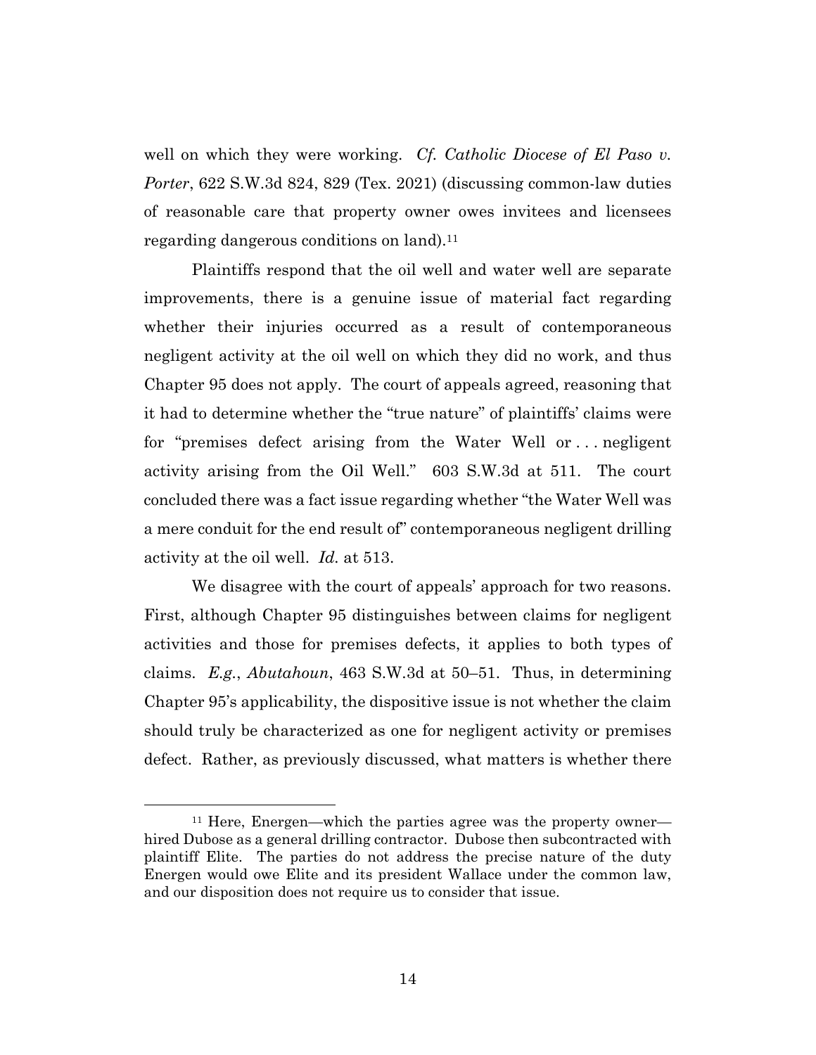well on which they were working. *Cf. Catholic Diocese of El Paso v. Porter*, 622 S.W.3d 824, 829 (Tex. 2021) (discussing common-law duties of reasonable care that property owner owes invitees and licensees regarding dangerous conditions on land).[11]

Plaintiffs respond that the oil well and water well are separate improvements, there is a genuine issue of material fact regarding whether their injuries occurred as a result of contemporaneous negligent activity at the oil well on which they did no work, and thus Chapter 95 does not apply. The court of appeals agreed, reasoning that it had to determine whether the "true nature" of plaintiffs' claims were for "premises defect arising from the Water Well or . . . negligent activity arising from the Oil Well." 603 S.W.3d at 511. The court concluded there was a fact issue regarding whether "the Water Well was a mere conduit for the end result of" contemporaneous negligent drilling activity at the oil well. *Id.* at 513.

We disagree with the court of appeals' approach for two reasons. First, although Chapter 95 distinguishes between claims for negligent activities and those for premises defects, it applies to both types of claims. *E.g.*, *Abutahoun*, 463 S.W.3d at 50–51. Thus, in determining Chapter 95's applicability, the dispositive issue is not whether the claim should truly be characterized as one for negligent activity or premises defect. Rather, as previously discussed, what matters is whether there

---

[11] Here, Energen—which the parties agree was the property owner—hired Dubose as a general drilling contractor. Dubose then subcontracted with plaintiff Elite. The parties do not address the precise nature of the duty Energen would owe Elite and its president Wallace under the common law, and our disposition does not require us to consider that issue.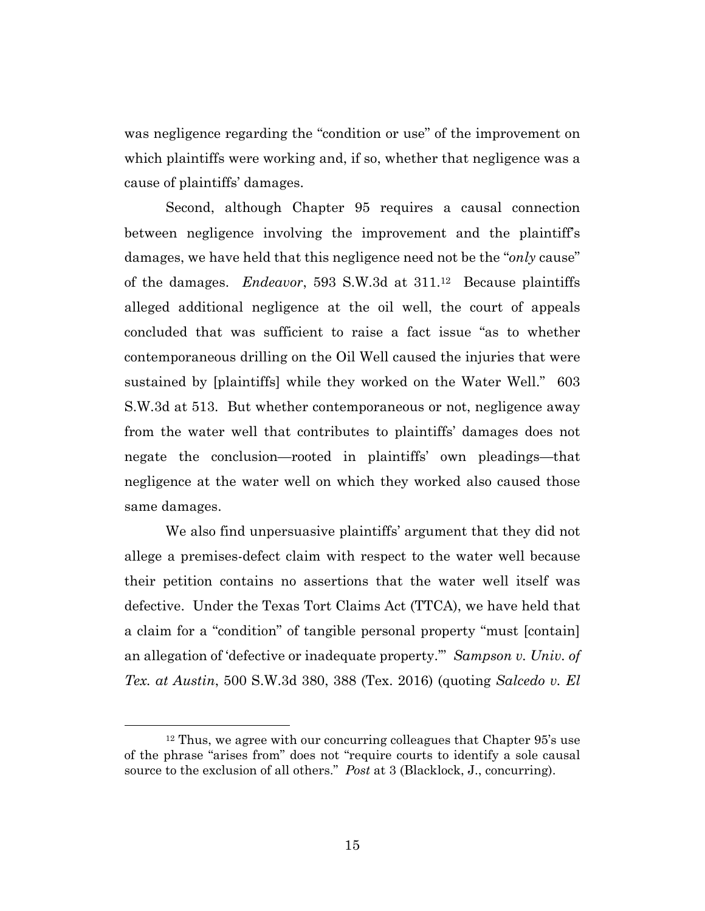was negligence regarding the "condition or use" of the improvement on which plaintiffs were working and, if so, whether that negligence was a cause of plaintiffs' damages.

Second, although Chapter 95 requires a causal connection between negligence involving the improvement and the plaintiff's damages, we have held that this negligence need not be the "*only* cause" of the damages. *Endeavor*, 593 S.W.3d at 311.[12] Because plaintiffs alleged additional negligence at the oil well, the court of appeals concluded that was sufficient to raise a fact issue "as to whether contemporaneous drilling on the Oil Well caused the injuries that were sustained by [plaintiffs] while they worked on the Water Well." 603 S.W.3d at 513. But whether contemporaneous or not, negligence away from the water well that contributes to plaintiffs' damages does not negate the conclusion—rooted in plaintiffs' own pleadings—that negligence at the water well on which they worked also caused those same damages.

We also find unpersuasive plaintiffs' argument that they did not allege a premises-defect claim with respect to the water well because their petition contains no assertions that the water well itself was defective. Under the Texas Tort Claims Act (TTCA), we have held that a claim for a "condition" of tangible personal property "must [contain] an allegation of 'defective or inadequate property.'" *Sampson v. Univ. of Tex. at Austin*, 500 S.W.3d 380, 388 (Tex. 2016) (quoting *Salcedo v. El*

---

[12] Thus, we agree with our concurring colleagues that Chapter 95's use of the phrase "arises from" does not "require courts to identify a sole causal source to the exclusion of all others." *Post* at 3 (Blacklock, J., concurring).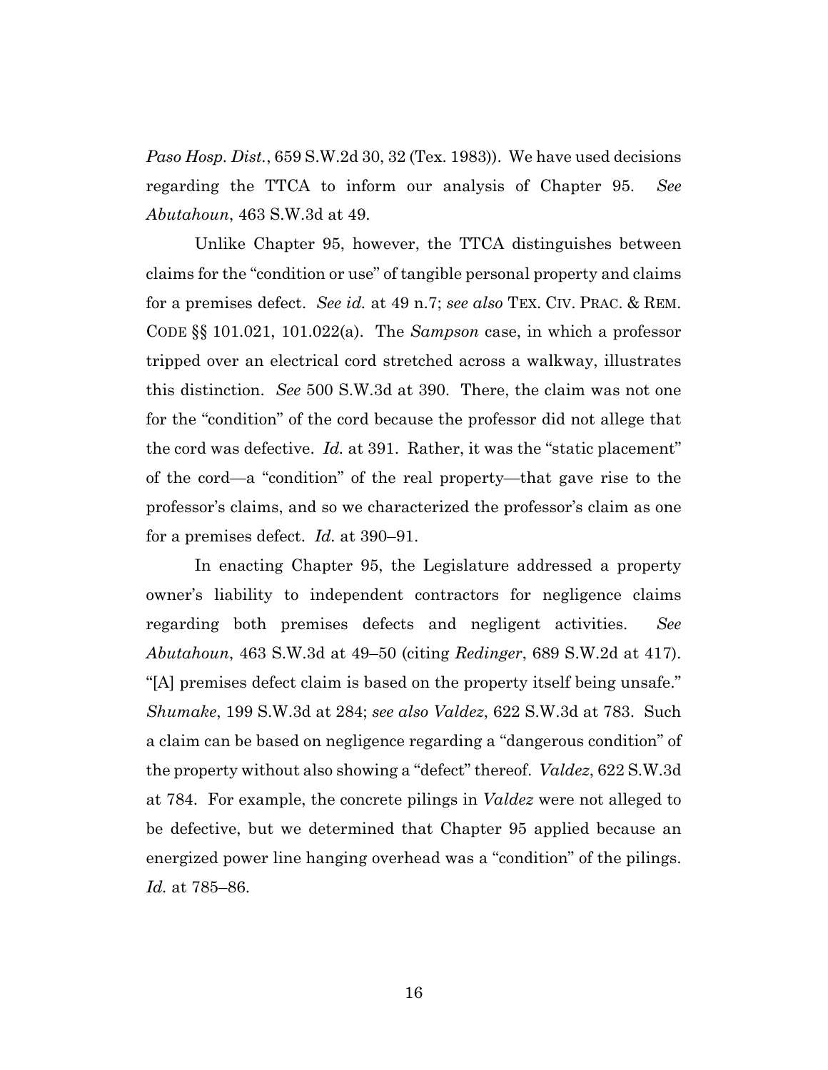*Paso Hosp. Dist.*, 659 S.W.2d 30, 32 (Tex. 1983)). We have used decisions regarding the TTCA to inform our analysis of Chapter 95. *See Abutahoun*, 463 S.W.3d at 49.

Unlike Chapter 95, however, the TTCA distinguishes between claims for the "condition or use" of tangible personal property and claims for a premises defect. *See id.* at 49 n.7; *see also* TEX. CIV. PRAC. & REM. CODE §§ 101.021, 101.022(a). The *Sampson* case, in which a professor tripped over an electrical cord stretched across a walkway, illustrates this distinction. *See* 500 S.W.3d at 390. There, the claim was not one for the "condition" of the cord because the professor did not allege that the cord was defective. *Id.* at 391. Rather, it was the "static placement" of the cord—a "condition" of the real property—that gave rise to the professor's claims, and so we characterized the professor's claim as one for a premises defect. *Id.* at 390–91.

In enacting Chapter 95, the Legislature addressed a property owner's liability to independent contractors for negligence claims regarding both premises defects and negligent activities. *See Abutahoun*, 463 S.W.3d at 49–50 (citing *Redinger*, 689 S.W.2d at 417). "[A] premises defect claim is based on the property itself being unsafe." *Shumake*, 199 S.W.3d at 284; *see also Valdez*, 622 S.W.3d at 783. Such a claim can be based on negligence regarding a "dangerous condition" of the property without also showing a "defect" thereof. *Valdez*, 622 S.W.3d at 784. For example, the concrete pilings in *Valdez* were not alleged to be defective, but we determined that Chapter 95 applied because an energized power line hanging overhead was a "condition" of the pilings. *Id.* at 785–86.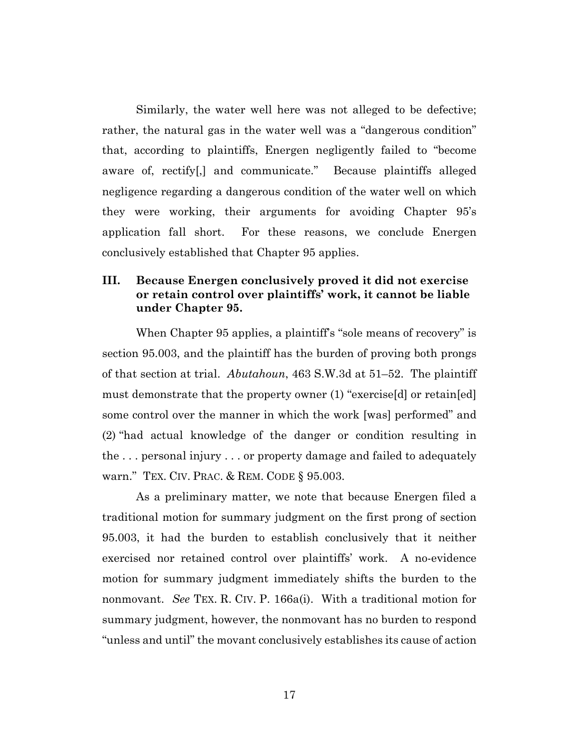Similarly, the water well here was not alleged to be defective; rather, the natural gas in the water well was a "dangerous condition" that, according to plaintiffs, Energen negligently failed to "become aware of, rectify[,] and communicate." Because plaintiffs alleged negligence regarding a dangerous condition of the water well on which they were working, their arguments for avoiding Chapter 95's application fall short. For these reasons, we conclude Energen conclusively established that Chapter 95 applies.

### III. Because Energen conclusively proved it did not exercise or retain control over plaintiffs' work, it cannot be liable under Chapter 95.

When Chapter 95 applies, a plaintiff's "sole means of recovery" is section 95.003, and the plaintiff has the burden of proving both prongs of that section at trial. *Abutahoun*, 463 S.W.3d at 51–52. The plaintiff must demonstrate that the property owner (1) "exercise[d] or retain[ed] some control over the manner in which the work [was] performed" and (2) "had actual knowledge of the danger or condition resulting in the . . . personal injury . . . or property damage and failed to adequately warn." TEX. CIV. PRAC. & REM. CODE § 95.003.

As a preliminary matter, we note that because Energen filed a traditional motion for summary judgment on the first prong of section 95.003, it had the burden to establish conclusively that it neither exercised nor retained control over plaintiffs' work. A no-evidence motion for summary judgment immediately shifts the burden to the nonmovant. *See* TEX. R. CIV. P. 166a(i). With a traditional motion for summary judgment, however, the nonmovant has no burden to respond "unless and until" the movant conclusively establishes its cause of action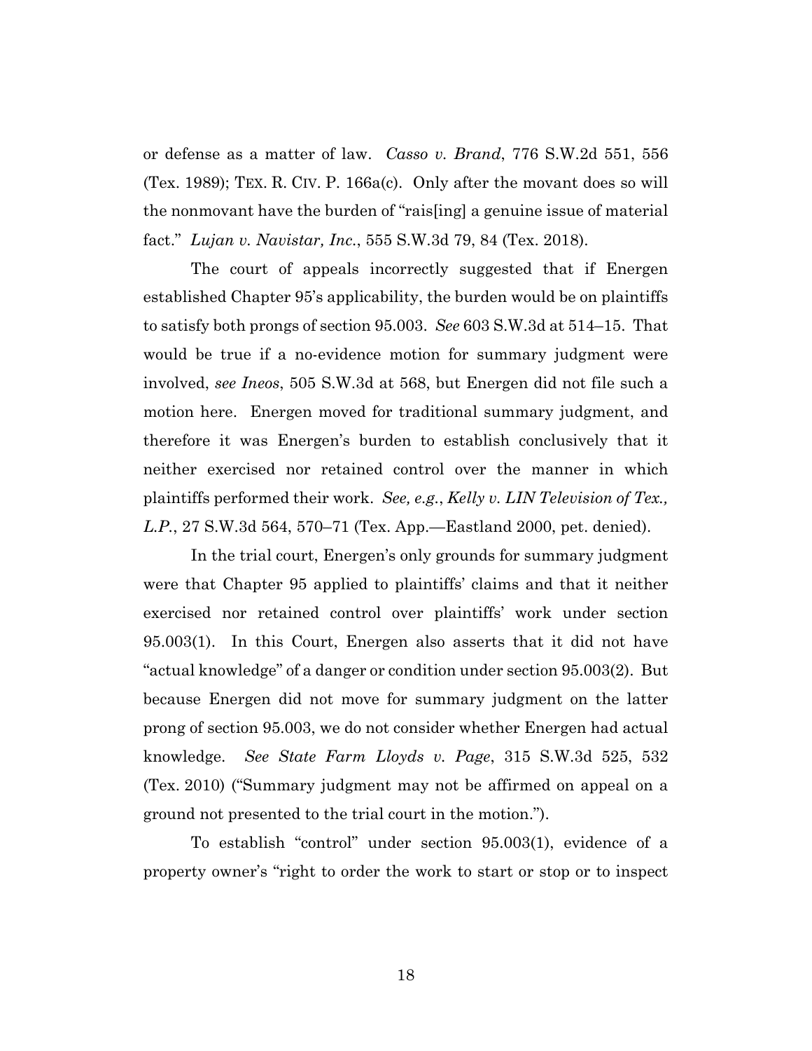or defense as a matter of law. *Casso v. Brand*, 776 S.W.2d 551, 556 (Tex. 1989); TEX. R. CIV. P. 166a(c). Only after the movant does so will the nonmovant have the burden of "rais[ing] a genuine issue of material fact." *Lujan v. Navistar, Inc.*, 555 S.W.3d 79, 84 (Tex. 2018).

The court of appeals incorrectly suggested that if Energen established Chapter 95's applicability, the burden would be on plaintiffs to satisfy both prongs of section 95.003. *See* 603 S.W.3d at 514–15. That would be true if a no-evidence motion for summary judgment were involved, *see Ineos*, 505 S.W.3d at 568, but Energen did not file such a motion here. Energen moved for traditional summary judgment, and therefore it was Energen's burden to establish conclusively that it neither exercised nor retained control over the manner in which plaintiffs performed their work. *See, e.g.*, *Kelly v. LIN Television of Tex., L.P.*, 27 S.W.3d 564, 570–71 (Tex. App.—Eastland 2000, pet. denied).

In the trial court, Energen's only grounds for summary judgment were that Chapter 95 applied to plaintiffs' claims and that it neither exercised nor retained control over plaintiffs' work under section 95.003(1). In this Court, Energen also asserts that it did not have "actual knowledge" of a danger or condition under section 95.003(2). But because Energen did not move for summary judgment on the latter prong of section 95.003, we do not consider whether Energen had actual knowledge. *See State Farm Lloyds v. Page*, 315 S.W.3d 525, 532 (Tex. 2010) ("Summary judgment may not be affirmed on appeal on a ground not presented to the trial court in the motion.").

To establish "control" under section 95.003(1), evidence of a property owner's "right to order the work to start or stop or to inspect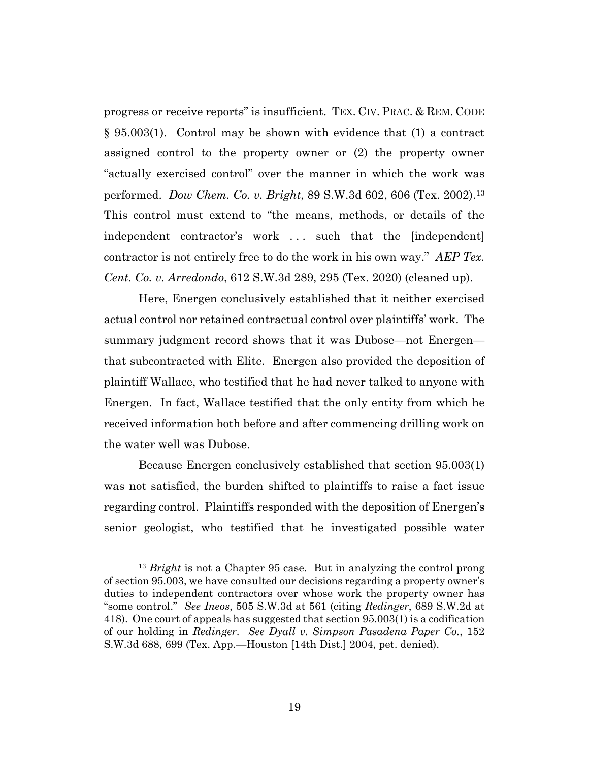progress or receive reports" is insufficient. TEX. CIV. PRAC. & REM. CODE § 95.003(1). Control may be shown with evidence that (1) a contract assigned control to the property owner or (2) the property owner "actually exercised control" over the manner in which the work was performed. *Dow Chem. Co. v. Bright*, 89 S.W.3d 602, 606 (Tex. 2002).[13] This control must extend to "the means, methods, or details of the independent contractor's work . . . such that the [independent] contractor is not entirely free to do the work in his own way." *AEP Tex. Cent. Co. v. Arredondo*, 612 S.W.3d 289, 295 (Tex. 2020) (cleaned up).

Here, Energen conclusively established that it neither exercised actual control nor retained contractual control over plaintiffs' work. The summary judgment record shows that it was Dubose—not Energen—that subcontracted with Elite. Energen also provided the deposition of plaintiff Wallace, who testified that he had never talked to anyone with Energen. In fact, Wallace testified that the only entity from which he received information both before and after commencing drilling work on the water well was Dubose.

Because Energen conclusively established that section 95.003(1) was not satisfied, the burden shifted to plaintiffs to raise a fact issue regarding control. Plaintiffs responded with the deposition of Energen's senior geologist, who testified that he investigated possible water

---

[13] *Bright* is not a Chapter 95 case. But in analyzing the control prong of section 95.003, we have consulted our decisions regarding a property owner's duties to independent contractors over whose work the property owner has "some control." *See Ineos*, 505 S.W.3d at 561 (citing *Redinger*, 689 S.W.2d at 418). One court of appeals has suggested that section 95.003(1) is a codification of our holding in *Redinger*. *See Dyall v. Simpson Pasadena Paper Co.*, 152 S.W.3d 688, 699 (Tex. App.—Houston [14th Dist.] 2004, pet. denied).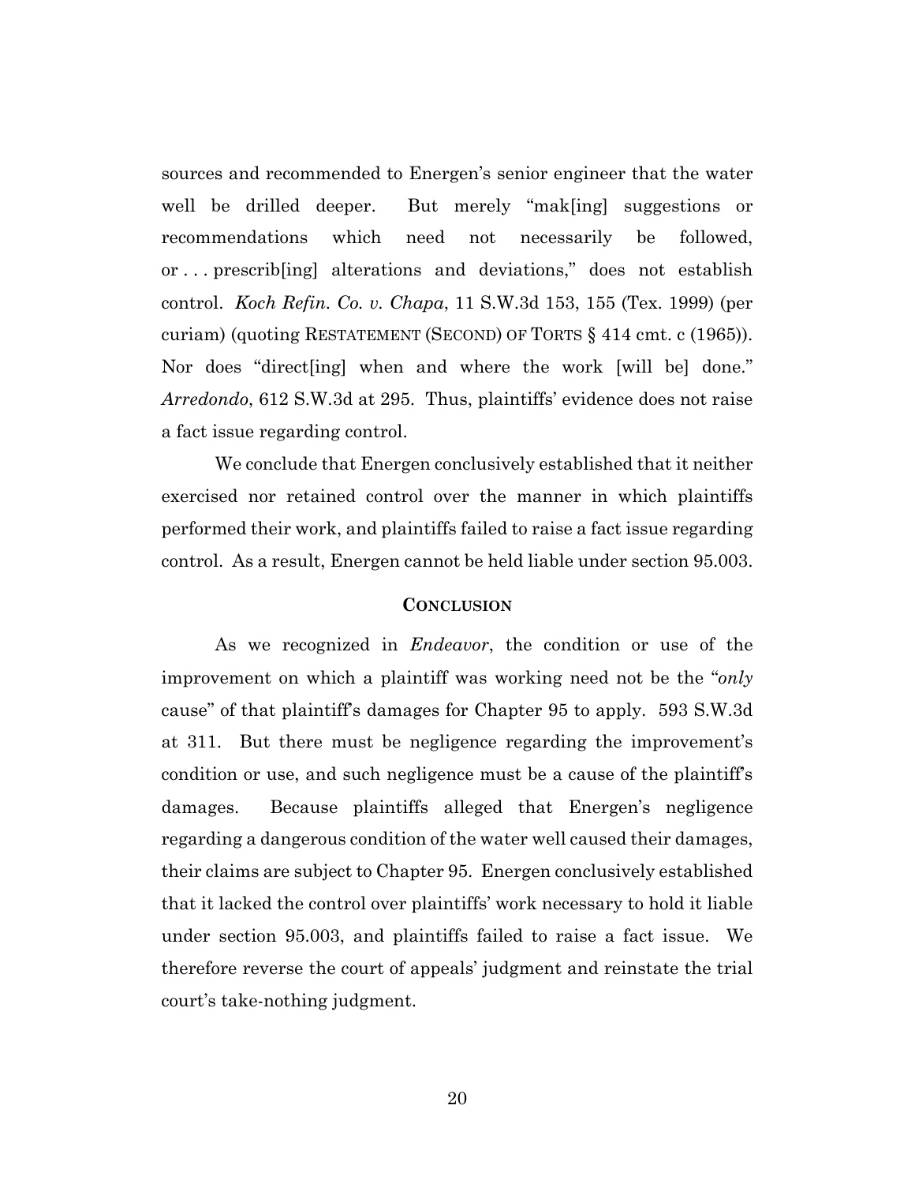sources and recommended to Energen's senior engineer that the water well be drilled deeper. But merely "mak[ing] suggestions or recommendations which need not necessarily be followed, or . . . prescrib[ing] alterations and deviations," does not establish control. *Koch Refin. Co. v. Chapa*, 11 S.W.3d 153, 155 (Tex. 1999) (per curiam) (quoting RESTATEMENT (SECOND) OF TORTS § 414 cmt. c (1965)). Nor does "direct[ing] when and where the work [will be] done." *Arredondo*, 612 S.W.3d at 295. Thus, plaintiffs' evidence does not raise a fact issue regarding control.

We conclude that Energen conclusively established that it neither exercised nor retained control over the manner in which plaintiffs performed their work, and plaintiffs failed to raise a fact issue regarding control. As a result, Energen cannot be held liable under section 95.003.

## CONCLUSION

As we recognized in *Endeavor*, the condition or use of the improvement on which a plaintiff was working need not be the "*only* cause" of that plaintiff's damages for Chapter 95 to apply. 593 S.W.3d at 311. But there must be negligence regarding the improvement's condition or use, and such negligence must be a cause of the plaintiff's damages. Because plaintiffs alleged that Energen's negligence regarding a dangerous condition of the water well caused their damages, their claims are subject to Chapter 95. Energen conclusively established that it lacked the control over plaintiffs' work necessary to hold it liable under section 95.003, and plaintiffs failed to raise a fact issue. We therefore reverse the court of appeals' judgment and reinstate the trial court's take-nothing judgment.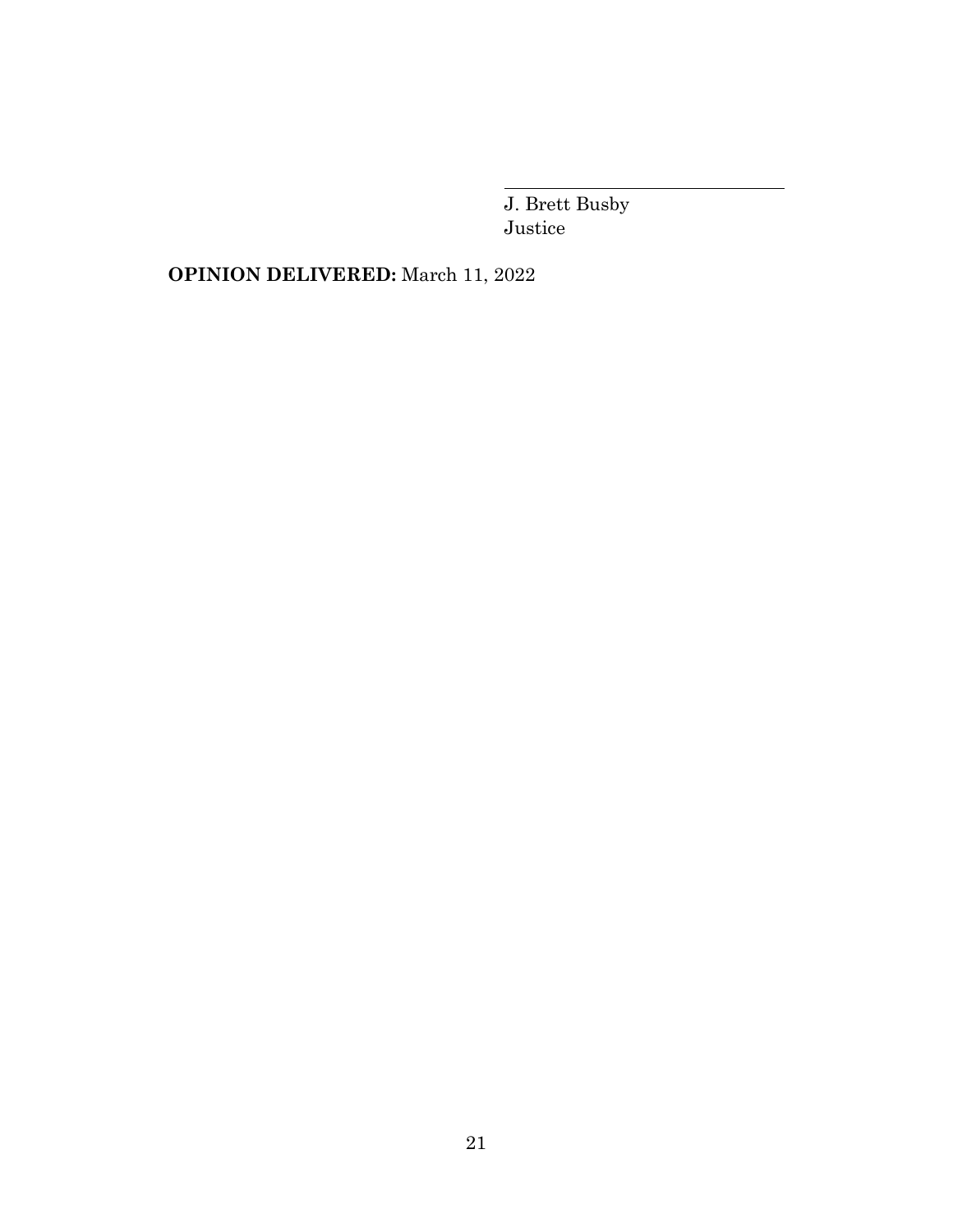J. Brett Busby
Justice

**OPINION DELIVERED:** March 11, 2022